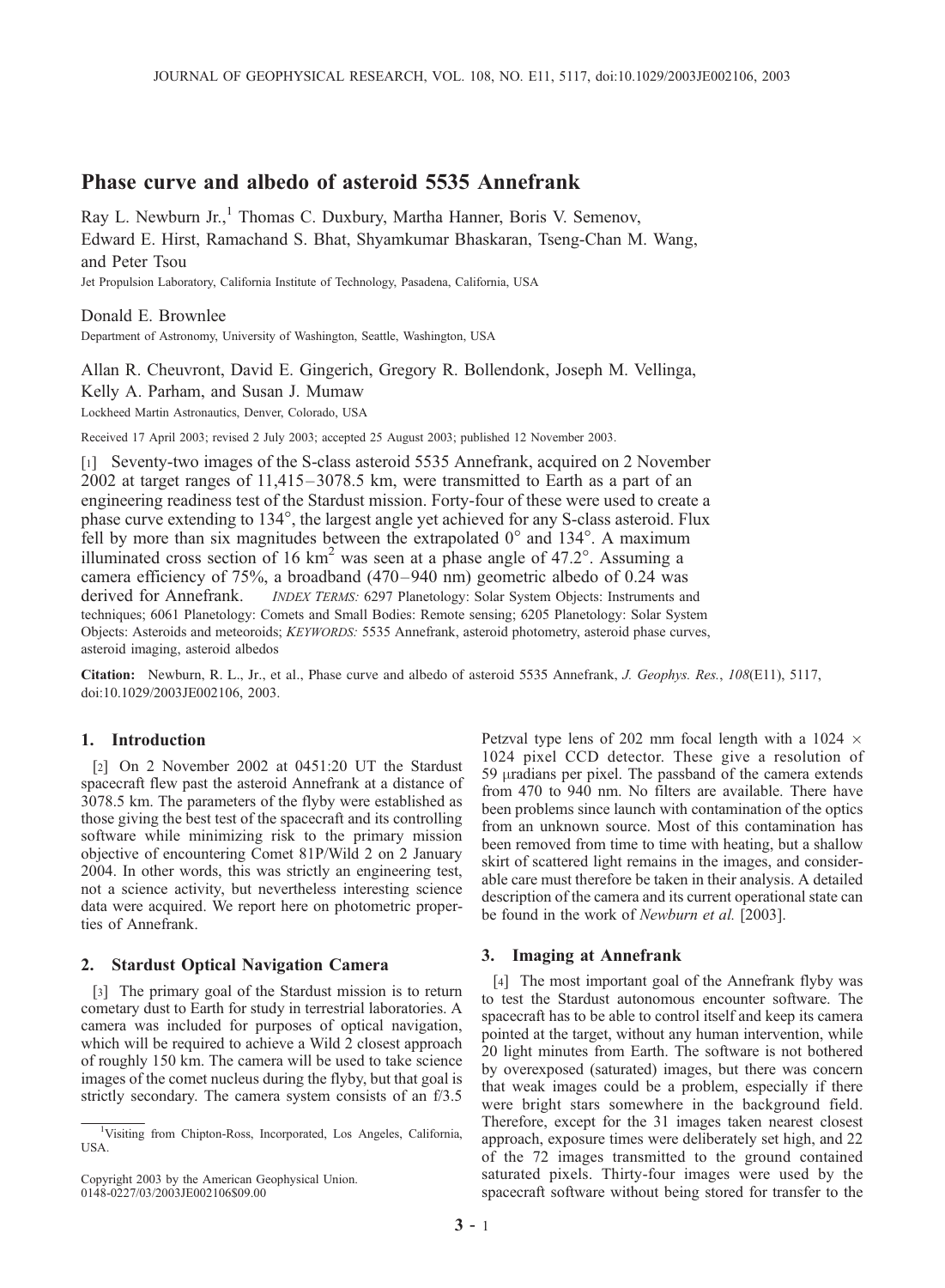# Phase curve and albedo of asteroid 5535 Annefrank

Ray L. Newburn Jr.,[1] Thomas C. Duxbury, Martha Hanner, Boris V. Semenov, Edward E. Hirst, Ramachand S. Bhat, Shyamkumar Bhaskaran, Tseng-Chan M. Wang, and Peter Tsou

Jet Propulsion Laboratory, California Institute of Technology, Pasadena, California, USA

Donald E. Brownlee

Department of Astronomy, University of Washington, Seattle, Washington, USA

Allan R. Cheuvront, David E. Gingerich, Gregory R. Bollendonk, Joseph M. Vellinga, Kelly A. Parham, and Susan J. Mumaw

Lockheed Martin Astronautics, Denver, Colorado, USA

Received 17 April 2003; revised 2 July 2003; accepted 25 August 2003; published 12 November 2003.

[1] Seventy-two images of the S-class asteroid 5535 Annefrank, acquired on 2 November 2002 at target ranges of 11,415–3078.5 km, were transmitted to Earth as a part of an engineering readiness test of the Stardust mission. Forty-four of these were used to create a phase curve extending to 134°, the largest angle yet achieved for any S-class asteroid. Flux fell by more than six magnitudes between the extrapolated 0° and 134°. A maximum illuminated cross section of 16 km$^2$ was seen at a phase angle of 47.2°. Assuming a camera efficiency of 75%, a broadband (470–940 nm) geometric albedo of 0.24 was derived for Annefrank. *INDEX TERMS:* 6297 Planetology: Solar System Objects: Instruments and techniques; 6061 Planetology: Comets and Small Bodies: Remote sensing; 6205 Planetology: Solar System Objects: Asteroids and meteoroids; *KEYWORDS:* 5535 Annefrank, asteroid photometry, asteroid phase curves, asteroid imaging, asteroid albedos

**Citation:** Newburn, R. L., Jr., et al., Phase curve and albedo of asteroid 5535 Annefrank, *J. Geophys. Res.*, *108*(E11), 5117, doi:10.1029/2003JE002106, 2003.

## 1. Introduction

[2] On 2 November 2002 at 0451:20 UT the Stardust spacecraft flew past the asteroid Annefrank at a distance of 3078.5 km. The parameters of the flyby were established as those giving the best test of the spacecraft and its controlling software while minimizing risk to the primary mission objective of encountering Comet 81P/Wild 2 on 2 January 2004. In other words, this was strictly an engineering test, not a science activity, but nevertheless interesting science data were acquired. We report here on photometric properties of Annefrank.

## 2. Stardust Optical Navigation Camera

[3] The primary goal of the Stardust mission is to return cometary dust to Earth for study in terrestrial laboratories. A camera was included for purposes of optical navigation, which will be required to achieve a Wild 2 closest approach of roughly 150 km. The camera will be used to take science images of the comet nucleus during the flyby, but that goal is strictly secondary. The camera system consists of an f/3.5 Petzval type lens of 202 mm focal length with a 1024 × 1024 pixel CCD detector. These give a resolution of 59 μradians per pixel. The passband of the camera extends from 470 to 940 nm. No filters are available. There have been problems since launch with contamination of the optics from an unknown source. Most of this contamination has been removed from time to time with heating, but a shallow skirt of scattered light remains in the images, and considerable care must therefore be taken in their analysis. A detailed description of the camera and its current operational state can be found in the work of *Newburn et al.* [2003].

## 3. Imaging at Annefrank

[4] The most important goal of the Annefrank flyby was to test the Stardust autonomous encounter software. The spacecraft has to be able to control itself and keep its camera pointed at the target, without any human intervention, while 20 light minutes from Earth. The software is not bothered by overexposed (saturated) images, but there was concern that weak images could be a problem, especially if there were bright stars somewhere in the background field. Therefore, except for the 31 images taken nearest closest approach, exposure times were deliberately set high, and 22 of the 72 images transmitted to the ground contained saturated pixels. Thirty-four images were used by the spacecraft software without being stored for transfer to the

[1] Visiting from Chipton-Ross, Incorporated, Los Angeles, California, USA.

Copyright 2003 by the American Geophysical Union.
0148-0227/03/2003JE002106$09.00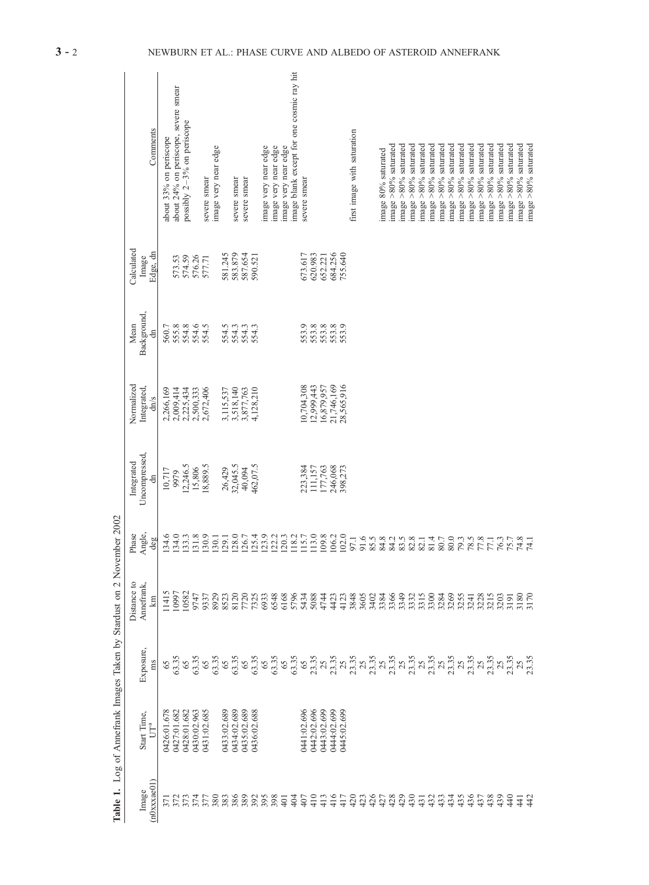**Table 1.** Log of Annefrank Images Taken by Stardust on 2 November 2002

| Image (n0xxxae01) | Start Time, UT[a] | Exposure, ms | Distance to Annefrank, km | Phase Angle, deg | Integrated Uncompressed, dn | Normalized Integrated, dn/s | Mean Background, dn | Calculated Image Edge, dn | Comments |
|---|---|---|---|---|---|---|---|---|---|
| 371 | 0426:01.678 | 65 | 11415 | 134.6 | 10,717 | 2,266,169 | 560.7 | | about 33% on periscope |
| 372 | 0427:01.682 | 63.35 | 10997 | 134.0 | 9979 | 2,009,414 | 555.8 | 573.53 | about 24% on periscope, severe smear |
| 373 | 0428:01.682 | 65 | 10582 | 133.3 | 12,246.5 | 2,225,434 | 554.8 | 574.59 | possibly 2–3% on periscope |
| 374 | 0430:02.963 | 63.35 | 9747 | 131.8 | 15,806 | 2,500,333 | 554.6 | 576.26 | |
| 377 | 0431:02.685 | 65 | 9337 | 130.9 | 18,889.5 | 2,672,406 | 554.5 | 577.71 | severe smear |
| 380 | | 63.35 | 8929 | 130.1 | | | | | image very near edge |
| 383 | 0433:02.689 | 65 | 8523 | 129.1 | 26,429 | 3,115,537 | 554.5 | 581.245 | |
| 386 | 0434:02.689 | 63.35 | 8120 | 128.0 | 32,045.5 | 3,518,140 | 554.3 | 583.879 | severe smear |
| 389 | 0435:02.689 | 65 | 7720 | 126.7 | 40,094 | 3,877,763 | 554.3 | 587.654 | severe smear |
| 392 | 0436:02.688 | 63.35 | 7325 | 125.4 | 462,07.5 | 4,128,210 | 554.3 | 590.521 | |
| 395 | | 65 | 6933 | 123.9 | | | | | image very near edge |
| 398 | | 63.35 | 6548 | 122.2 | | | | | image very near edge |
| 401 | | 65 | 6168 | 120.3 | | | | | image very near edge |
| 404 | | 63.35 | 5796 | 118.2 | | | | | image blank except for one cosmic ray hit |
| 407 | 0441:02.696 | 65 | 5434 | 115.7 | 223,384 | 10,704,308 | 553.9 | 673.617 | severe smear |
| 410 | 0442:02.696 | 23.35 | 5088 | 113.0 | 111,157 | 12,999,443 | 553.8 | 620.983 | |
| 413 | 0443:02.699 | 25 | 4744 | 109.8 | 177,763 | 16,879,957 | 553.8 | 652.221 | |
| 416 | 0444:02.699 | 23.35 | 4423 | 106.2 | 246,068 | 21,746,169 | 553.8 | 684.256 | |
| 417 | 0445:02.699 | 25 | 4123 | 102.0 | 398,273 | 28,565,916 | 553.9 | 755.640 | |
| 420 | | 23.35 | 3848 | 97.1 | | | | | first image with saturation |
| 423 | | 25 | 3605 | 91.6 | | | | | |
| 426 | | 23.35 | 3402 | 85.5 | | | | | |
| 427 | | 25 | 3384 | 84.8 | | | | | image 80% saturated |
| 428 | | 23.35 | 3366 | 84.2 | | | | | image >80% saturated |
| 429 | | 25 | 3349 | 83.5 | | | | | image >80% saturated |
| 430 | | 23.35 | 3332 | 82.8 | | | | | image >80% saturated |
| 431 | | 25 | 3315 | 82.1 | | | | | image >80% saturated |
| 432 | | 23.35 | 3300 | 81.4 | | | | | image >80% saturated |
| 433 | | 25 | 3284 | 80.7 | | | | | image >80% saturated |
| 434 | | 23.35 | 3269 | 80.0 | | | | | image >80% saturated |
| 435 | | 25 | 3255 | 79.3 | | | | | image >80% saturated |
| 436 | | 23.35 | 3241 | 78.5 | | | | | image >80% saturated |
| 437 | | 25 | 3228 | 77.8 | | | | | image >80% saturated |
| 438 | | 23.35 | 3215 | 77.1 | | | | | image >80% saturated |
| 439 | | 25 | 3203 | 76.3 | | | | | image >80% saturated |
| 440 | | 23.35 | 3191 | 75.7 | | | | | image >80% saturated |
| 441 | | 25 | 3180 | 74.8 | | | | | image >80% saturated |
| 442 | | 23.35 | 3170 | 74.1 | | | | | image >80% saturated |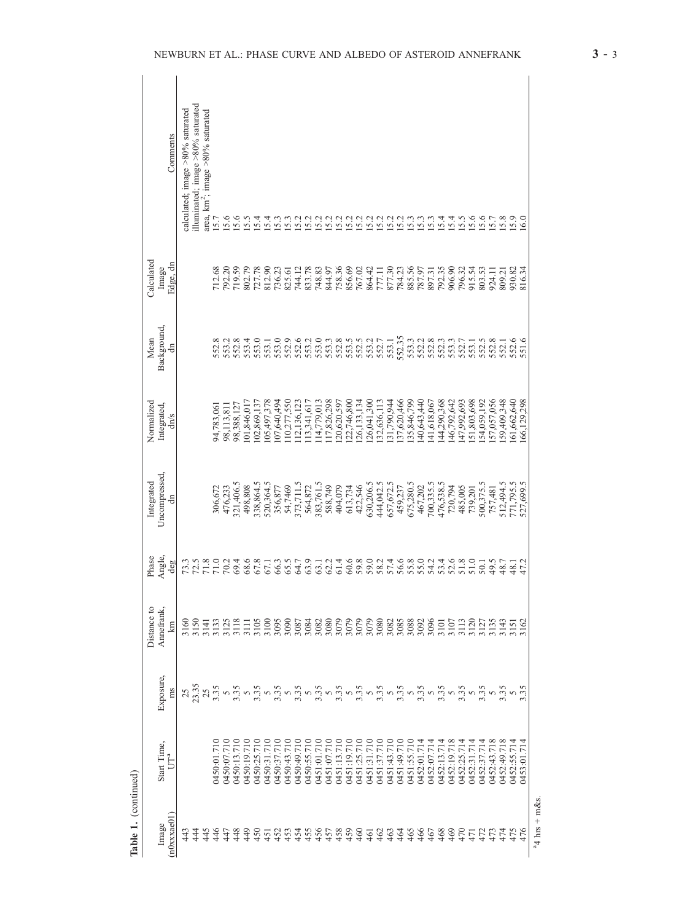**Table 1.** (continued)

| Image (n0xxxae01) | Start Time, UT[a] | Exposure, ms | Distance to Annefrank, km | Phase Angle, deg | Integrated Uncompressed, dn | Normalized Integrated, dn/s | Mean Background, dn | Calculated Image Edge, dn | Calculated Illuminated Area, km² | Comments |
|---|---|---|---|---|---|---|---|---|---|---|
| 443 | | 25 | 3160 | 73.3 | | | | | | image >80% saturated |
| 444 | | 23.35 | 3150 | 72.5 | | | | | | image >80% saturated |
| 445 | | 25 | 3141 | 71.8 | | | | | | image >80% saturated |
| 446 | 0450:01.710 | 3.35 | 3133 | 71.0 | 306,672 | 94,783,061 | 552.8 | 712.68 | 15.7 | |
| 447 | 0450:07.710 | 5 | 3125 | 70.2 | 476,233 | 98,113,811 | 553.2 | 792.20 | 15.6 | |
| 448 | 0450:13.710 | 3.35 | 3118 | 69.4 | 321,406.5 | 98,388,127 | 552.8 | 719.59 | 15.6 | |
| 449 | 0450:19.710 | 5 | 3111 | 68.6 | 498,808 | 101,846,017 | 553.4 | 802.79 | 15.5 | |
| 450 | 0450:25.710 | 3.35 | 3105 | 67.8 | 338,864.5 | 102,869,137 | 553.0 | 727.78 | 15.4 | |
| 451 | 0450:31.710 | 5 | 3100 | 67.1 | 520,364.5 | 105,497,378 | 553.1 | 812.90 | 15.4 | |
| 452 | 0450:37.710 | 3.35 | 3095 | 66.3 | 356,877 | 107,640,494 | 553.0 | 736.23 | 15.3 | |
| 453 | 0450:43.710 | 5 | 3090 | 65.5 | 54,7469 | 110,277,550 | 552.9 | 825.61 | 15.3 | |
| 454 | 0450:49.710 | 3.35 | 3087 | 64.7 | 373,711.5 | 112,136,123 | 552.6 | 744.12 | 15.2 | |
| 455 | 0450:55.710 | 5 | 3084 | 63.9 | 564,872 | 113,341,617 | 553.2 | 833.78 | 15.2 | |
| 456 | 0451:01.710 | 3.35 | 3082 | 63.1 | 383,761.5 | 114,779,013 | 553.0 | 748.83 | 15.2 | |
| 457 | 0451:07.710 | 5 | 3080 | 62.2 | 588,749 | 117,826,298 | 553.3 | 844.97 | 15.2 | |
| 458 | 0451:13.710 | 3.35 | 3079 | 61.4 | 404,079 | 120,620,597 | 552.8 | 758.36 | 15.2 | |
| 459 | 0451:19.710 | 5 | 3079 | 60.6 | 613,734 | 122,746,800 | 553.5 | 856.69 | 15.2 | |
| 460 | 0451:25.710 | 3.35 | 3079 | 59.8 | 422,546 | 126,133,134 | 552.5 | 767.02 | 15.2 | |
| 461 | 0451:31.710 | 5 | 3079 | 59.0 | 630,206.5 | 126,041,300 | 553.2 | 864.42 | 15.2 | |
| 462 | 0451:37.710 | 3.35 | 3080 | 58.2 | 444,042.5 | 132,636,113 | 552.7 | 777.11 | 15.2 | |
| 463 | 0451:43.710 | 5 | 3082 | 57.4 | 657,672.5 | 131,790,944 | 553.1 | 877.30 | 15.2 | |
| 464 | 0451:49.710 | 3.35 | 3085 | 56.6 | 459,237 | 137,620,466 | 552.35 | 784.23 | 15.3 | |
| 465 | 0451:55.710 | 5 | 3088 | 55.8 | 675,280.5 | 135,846,799 | 553.3 | 885.56 | 15.3 | |
| 466 | 0452:01.714 | 3.35 | 3092 | 55.0 | 467,202 | 140,643,440 | 552.2 | 787.97 | 15.3 | |
| 467 | 0452:07.714 | 5 | 3096 | 54.2 | 700,335.5 | 141,618,067 | 552.8 | 897.31 | 15.4 | |
| 468 | 0452:13.714 | 3.35 | 3101 | 53.4 | 476,538.5 | 144,290,368 | 552.3 | 792.35 | 15.4 | |
| 469 | 0452:19.718 | 5 | 3107 | 52.6 | 720,794 | 146,792,642 | 553.3 | 906.90 | 15.5 | |
| 470 | 0452:25.714 | 3.35 | 3113 | 51.8 | 485,005 | 147,992,693 | 552.7 | 796.32 | 15.5 | |
| 471 | 0452:31.714 | 5 | 3120 | 51.0 | 739,201 | 151,803,698 | 553.1 | 915.54 | 15.6 | |
| 472 | 0452:37.714 | 3.35 | 3127 | 50.1 | 500,375.5 | 154,059,192 | 552.5 | 803.53 | 15.6 | |
| 473 | 0452:43.718 | 5 | 3135 | 49.5 | 757,481 | 157,057,056 | 552.8 | 924.11 | 15.7 | |
| 474 | 0452:49.718 | 3.35 | 3143 | 48.7 | 512,494.5 | 159,409,348 | 552.1 | 809.21 | 15.8 | |
| 475 | 0452:55.714 | 5 | 3151 | 48.1 | 771,795.5 | 161,662,640 | 552.6 | 930.82 | 15.9 | |
| 476 | 0453:01.714 | 3.35 | 3162 | 47.2 | 527,699.5 | 166,129,298 | 551.6 | 816.34 | 16.0 | |

[a] 4 hrs + m&s.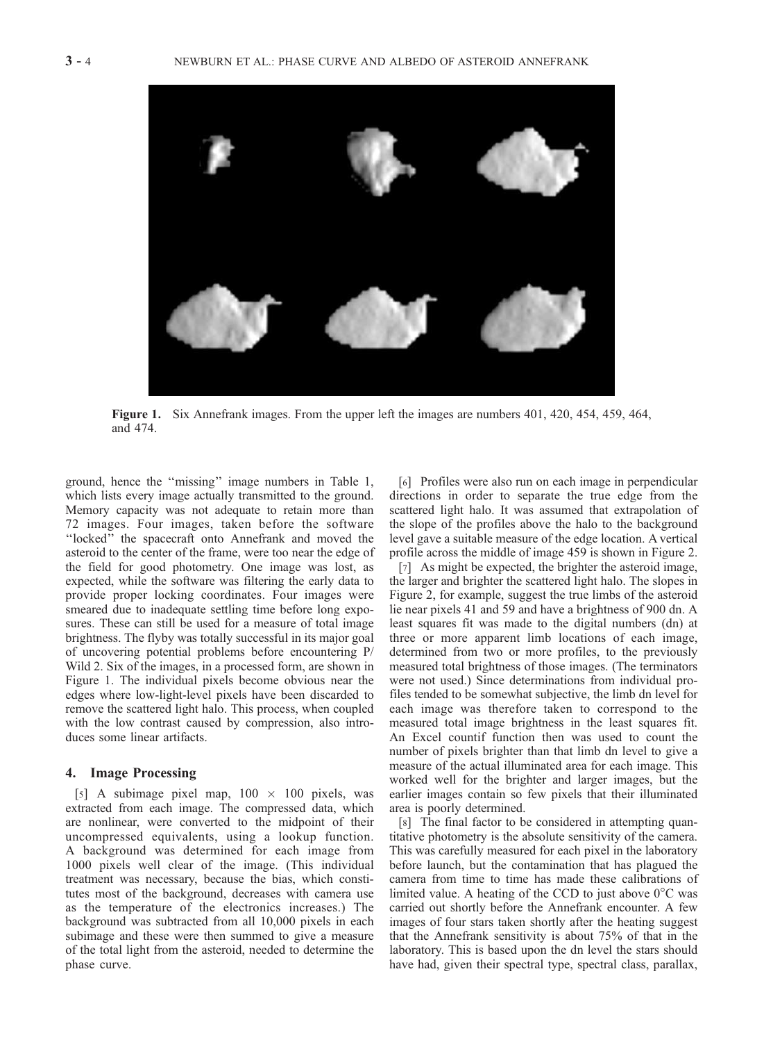Figure 1. Six Annefrank images. From the upper left the images are numbers 401, 420, 454, 459, 464, and 474.

ground, hence the ''missing'' image numbers in Table 1, which lists every image actually transmitted to the ground. Memory capacity was not adequate to retain more than 72 images. Four images, taken before the software ''locked'' the spacecraft onto Annefrank and moved the asteroid to the center of the frame, were too near the edge of the field for good photometry. One image was lost, as expected, while the software was filtering the early data to provide proper locking coordinates. Four images were smeared due to inadequate settling time before long exposures. These can still be used for a measure of total image brightness. The flyby was totally successful in its major goal of uncovering potential problems before encountering P/Wild 2. Six of the images, in a processed form, are shown in Figure 1. The individual pixels become obvious near the edges where low-light-level pixels have been discarded to remove the scattered light halo. This process, when coupled with the low contrast caused by compression, also introduces some linear artifacts.

## 4. Image Processing

[5] A subimage pixel map, $100 \times 100$ pixels, was extracted from each image. The compressed data, which are nonlinear, were converted to the midpoint of their uncompressed equivalents, using a lookup function. A background was determined for each image from 1000 pixels well clear of the image. (This individual treatment was necessary, because the bias, which constitutes most of the background, decreases with camera use as the temperature of the electronics increases.) The background was subtracted from all 10,000 pixels in each subimage and these were then summed to give a measure of the total light from the asteroid, needed to determine the phase curve.

[6] Profiles were also run on each image in perpendicular directions in order to separate the true edge from the scattered light halo. It was assumed that extrapolation of the slope of the profiles above the halo to the background level gave a suitable measure of the edge location. A vertical profile across the middle of image 459 is shown in Figure 2.

[7] As might be expected, the brighter the asteroid image, the larger and brighter the scattered light halo. The slopes in Figure 2, for example, suggest the true limbs of the asteroid lie near pixels 41 and 59 and have a brightness of 900 dn. A least squares fit was made to the digital numbers (dn) at three or more apparent limb locations of each image, determined from two or more profiles, to the previously measured total brightness of those images. (The terminators were not used.) Since determinations from individual profiles tended to be somewhat subjective, the limb dn level for each image was therefore taken to correspond to the measured total image brightness in the least squares fit. An Excel countif function then was used to count the number of pixels brighter than that limb dn level to give a measure of the actual illuminated area for each image. This worked well for the brighter and larger images, but the earlier images contain so few pixels that their illuminated area is poorly determined.

[8] The final factor to be considered in attempting quantitative photometry is the absolute sensitivity of the camera. This was carefully measured for each pixel in the laboratory before launch, but the contamination that has plagued the camera from time to time has made these calibrations of limited value. A heating of the CCD to just above 0°C was carried out shortly before the Annefrank encounter. A few images of four stars taken shortly after the heating suggest that the Annefrank sensitivity is about 75% of that in the laboratory. This is based upon the dn level the stars should have had, given their spectral type, spectral class, parallax,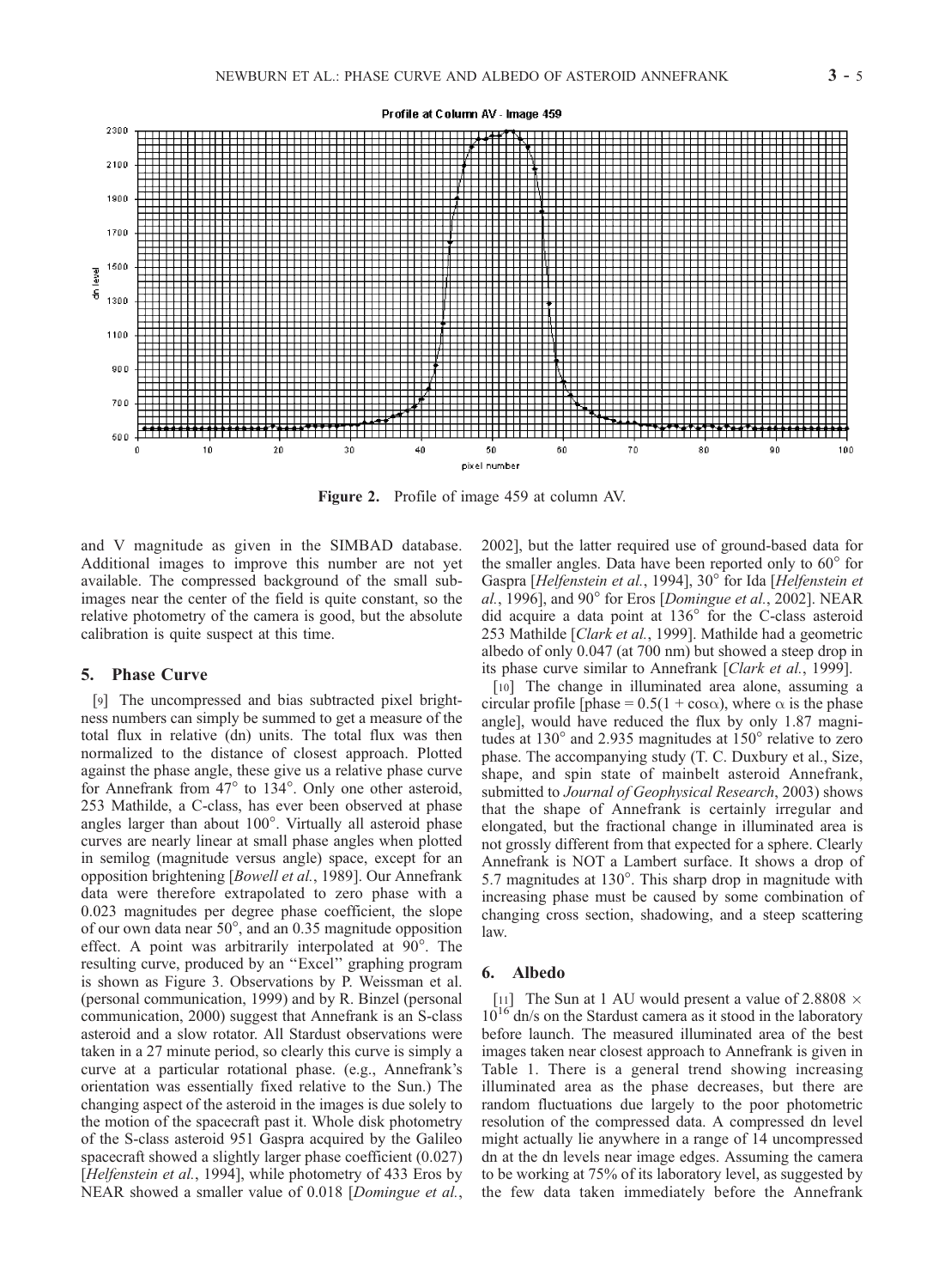Figure 2. Profile of image 459 at column AV.

and V magnitude as given in the SIMBAD database. Additional images to improve this number are not yet available. The compressed background of the small subimages near the center of the field is quite constant, so the relative photometry of the camera is good, but the absolute calibration is quite suspect at this time.

## 5. Phase Curve

[9] The uncompressed and bias subtracted pixel brightness numbers can simply be summed to get a measure of the total flux in relative (dn) units. The total flux was then normalized to the distance of closest approach. Plotted against the phase angle, these give us a relative phase curve for Annefrank from 47° to 134°. Only one other asteroid, 253 Mathilde, a C-class, has ever been observed at phase angles larger than about 100°. Virtually all asteroid phase curves are nearly linear at small phase angles when plotted in semilog (magnitude versus angle) space, except for an opposition brightening [*Bowell et al.*, 1989]. Our Annefrank data were therefore extrapolated to zero phase with a 0.023 magnitudes per degree phase coefficient, the slope of our own data near 50°, and an 0.35 magnitude opposition effect. A point was arbitrarily interpolated at 90°. The resulting curve, produced by an "Excel" graphing program is shown as Figure 3. Observations by P. Weissman et al. (personal communication, 1999) and by R. Binzel (personal communication, 2000) suggest that Annefrank is an S-class asteroid and a slow rotator. All Stardust observations were taken in a 27 minute period, so clearly this curve is simply a curve at a particular rotational phase. (e.g., Annefrank's orientation was essentially fixed relative to the Sun.) The changing aspect of the asteroid in the images is due solely to the motion of the spacecraft past it. Whole disk photometry of the S-class asteroid 951 Gaspra acquired by the Galileo spacecraft showed a slightly larger phase coefficient (0.027) [*Helfenstein et al.*, 1994], while photometry of 433 Eros by NEAR showed a smaller value of 0.018 [*Domingue et al.*, 2002], but the latter required use of ground-based data for the smaller angles. Data have been reported only to 60° for Gaspra [*Helfenstein et al.*, 1994], 30° for Ida [*Helfenstein et al.*, 1996], and 90° for Eros [*Domingue et al.*, 2002]. NEAR did acquire a data point at 136° for the C-class asteroid 253 Mathilde [*Clark et al.*, 1999]. Mathilde had a geometric albedo of only 0.047 (at 700 nm) but showed a steep drop in its phase curve similar to Annefrank [*Clark et al.*, 1999].

[10] The change in illuminated area alone, assuming a circular profile [phase = $0.5(1 + \cos\alpha)$, where $\alpha$ is the phase angle], would have reduced the flux by only 1.87 magnitudes at 130° and 2.935 magnitudes at 150° relative to zero phase. The accompanying study (T. C. Duxbury et al., Size, shape, and spin state of mainbelt asteroid Annefrank, submitted to *Journal of Geophysical Research*, 2003) shows that the shape of Annefrank is certainly irregular and elongated, but the fractional change in illuminated area is not grossly different from that expected for a sphere. Clearly Annefrank is NOT a Lambert surface. It shows a drop of 5.7 magnitudes at 130°. This sharp drop in magnitude with increasing phase must be caused by some combination of changing cross section, shadowing, and a steep scattering law.

## 6. Albedo

[11] The Sun at 1 AU would present a value of $2.8808 \times 10^{16}$ dn/s on the Stardust camera as it stood in the laboratory before launch. The measured illuminated area of the best images taken near closest approach to Annefrank is given in Table 1. There is a general trend showing increasing illuminated area as the phase decreases, but there are random fluctuations due largely to the poor photometric resolution of the compressed data. A compressed dn level might actually lie anywhere in a range of 14 uncompressed dn at the dn levels near image edges. Assuming the camera to be working at 75% of its laboratory level, as suggested by the few data taken immediately before the Annefrank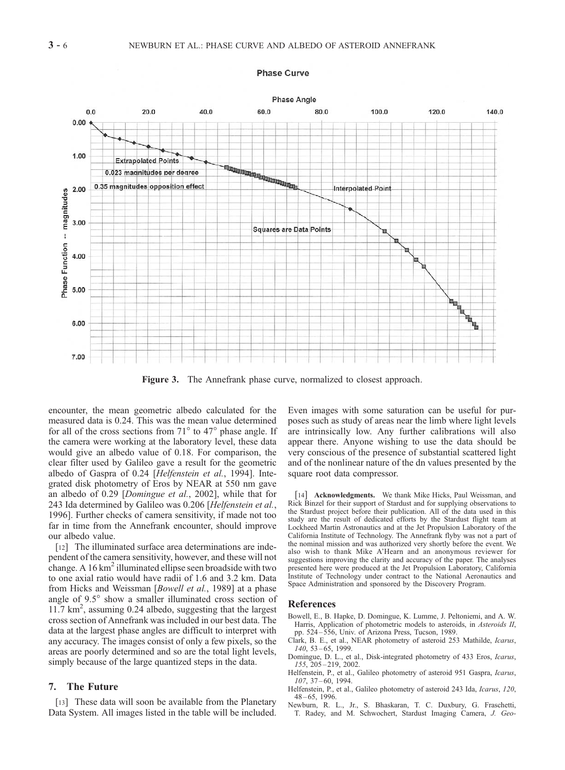Figure 3. The Annefrank phase curve, normalized to closest approach.

encounter, the mean geometric albedo calculated for the measured data is 0.24. This was the mean value determined for all of the cross sections from 71° to 47° phase angle. If the camera were working at the laboratory level, these data would give an albedo value of 0.18. For comparison, the clear filter used by Galileo gave a result for the geometric albedo of Gaspra of 0.24 [*Helfenstein et al.*, 1994]. Integrated disk photometry of Eros by NEAR at 550 nm gave an albedo of 0.29 [*Domingue et al.*, 2002], while that for 243 Ida determined by Galileo was 0.206 [*Helfenstein et al.*, 1996]. Further checks of camera sensitivity, if made not too far in time from the Annefrank encounter, should improve our albedo value.

[12] The illuminated surface area determinations are independent of the camera sensitivity, however, and these will not change. A 16 $km^2$ illuminated ellipse seen broadside with two to one axial ratio would have radii of 1.6 and 3.2 km. Data from Hicks and Weissman [*Bowell et al.*, 1989] at a phase angle of 9.5° show a smaller illuminated cross section of 11.7 $km^2$, assuming 0.24 albedo, suggesting that the largest cross section of Annefrank was included in our best data. The data at the largest phase angles are difficult to interpret with any accuracy. The images consist of only a few pixels, so the areas are poorly determined and so are the total light levels, simply because of the large quantized steps in the data.

## 7. The Future

[13] These data will soon be available from the Planetary Data System. All images listed in the table will be included. Even images with some saturation can be useful for purposes such as study of areas near the limb where light levels are intrinsically low. Any further calibrations will also appear there. Anyone wishing to use the data should be very conscious of the presence of substantial scattered light and of the nonlinear nature of the dn values presented by the square root data compressor.

[14] **Acknowledgments.** We thank Mike Hicks, Paul Weissman, and Rick Binzel for their support of Stardust and for supplying observations to the Stardust project before their publication. All of the data used in this study are the result of dedicated efforts by the Stardust flight team at Lockheed Martin Astronautics and at the Jet Propulsion Laboratory of the California Institute of Technology. The Annefrank flyby was not a part of the nominal mission and was authorized very shortly before the event. We also wish to thank Mike A'Hearn and an anonymous reviewer for suggestions improving the clarity and accuracy of the paper. The analyses presented here were produced at the Jet Propulsion Laboratory, California Institute of Technology under contract to the National Aeronautics and Space Administration and sponsored by the Discovery Program.

## References

Bowell, E., B. Hapke, D. Domingue, K. Lumme, J. Peltoniemi, and A. W. Harris, Application of photometric models to asteroids, in *Asteroids II*, pp. 524–556, Univ. of Arizona Press, Tucson, 1989.

Clark, B. E., et al., NEAR photometry of asteroid 253 Mathilde, *Icarus*, *140*, 53–65, 1999.

Domingue, D. L., et al., Disk-integrated photometry of 433 Eros, *Icarus*, *155*, 205–219, 2002.

Helfenstein, P., et al., Galileo photometry of asteroid 951 Gaspra, *Icarus*, *107*, 37–60, 1994.

Helfenstein, P., et al., Galileo photometry of asteroid 243 Ida, *Icarus*, *120*, 48–65, 1996.

Newburn, R. L., Jr., S. Bhaskaran, T. C. Duxbury, G. Fraschetti, T. Radey, and M. Schwochert, Stardust Imaging Camera, *J. Geo-*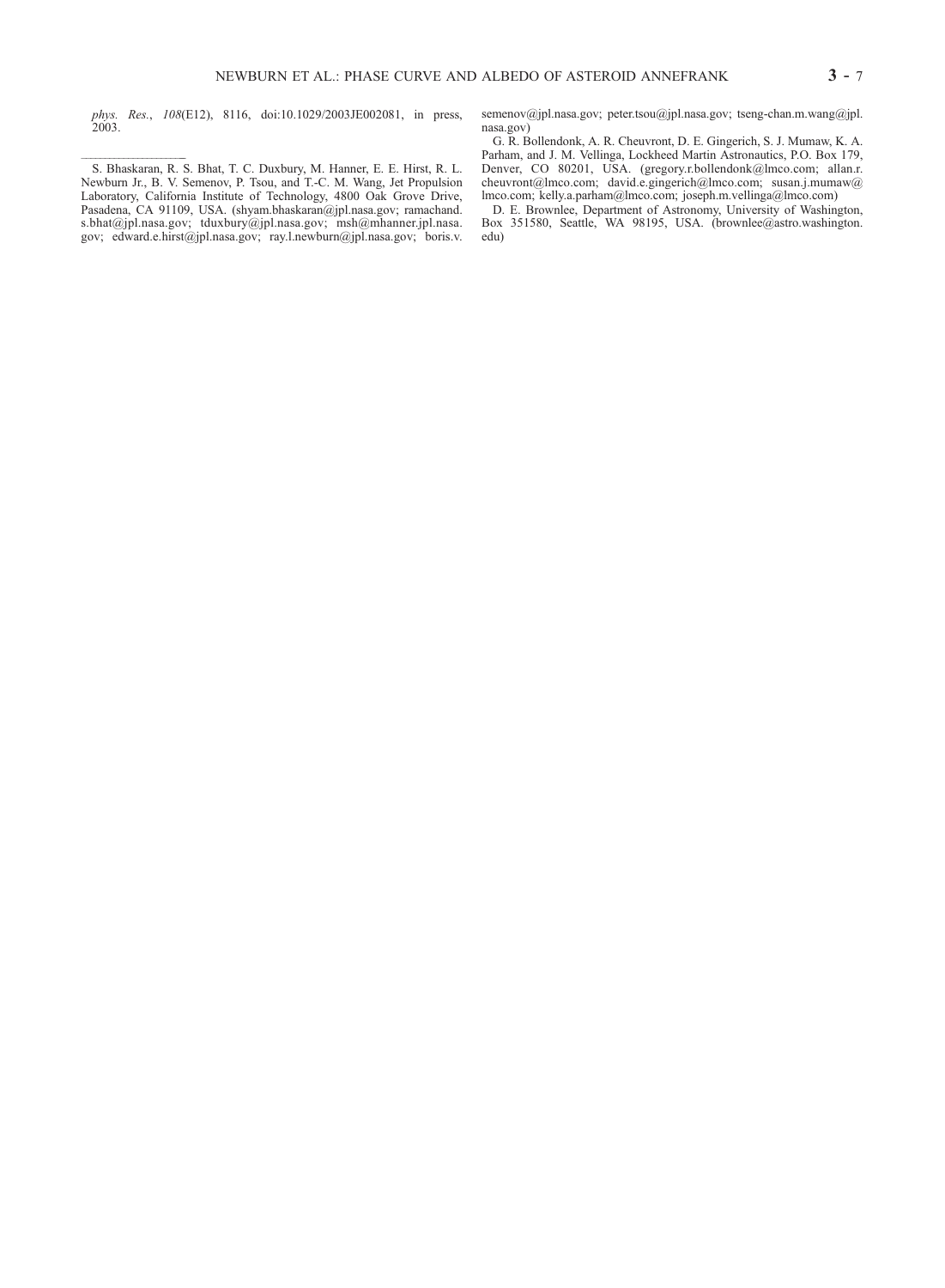*phys. Res.*, *108*(E12), 8116, doi:10.1029/2003JE002081, in press, 2003.

---

S. Bhaskaran, R. S. Bhat, T. C. Duxbury, M. Hanner, E. E. Hirst, R. L. Newburn Jr., B. V. Semenov, P. Tsou, and T.-C. M. Wang, Jet Propulsion Laboratory, California Institute of Technology, 4800 Oak Grove Drive, Pasadena, CA 91109, USA. (shyam.bhaskaran@jpl.nasa.gov; ramachand.s.bhat@jpl.nasa.gov; tduxbury@jpl.nasa.gov; msh@mhanner.jpl.nasa.gov; edward.e.hirst@jpl.nasa.gov; ray.l.newburn@jpl.nasa.gov; boris.v.semenov@jpl.nasa.gov; peter.tsou@jpl.nasa.gov; tseng-chan.m.wang@jpl.nasa.gov)

G. R. Bollendonk, A. R. Cheuvront, D. E. Gingerich, S. J. Mumaw, K. A. Parham, and J. M. Vellinga, Lockheed Martin Astronautics, P.O. Box 179, Denver, CO 80201, USA. (gregory.r.bollendonk@lmco.com; allan.r.cheuvront@lmco.com; david.e.gingerich@lmco.com; susan.j.mumaw@lmco.com; kelly.a.parham@lmco.com; joseph.m.vellinga@lmco.com)

D. E. Brownlee, Department of Astronomy, University of Washington, Box 351580, Seattle, WA 98195, USA. (brownlee@astro.washington.edu)